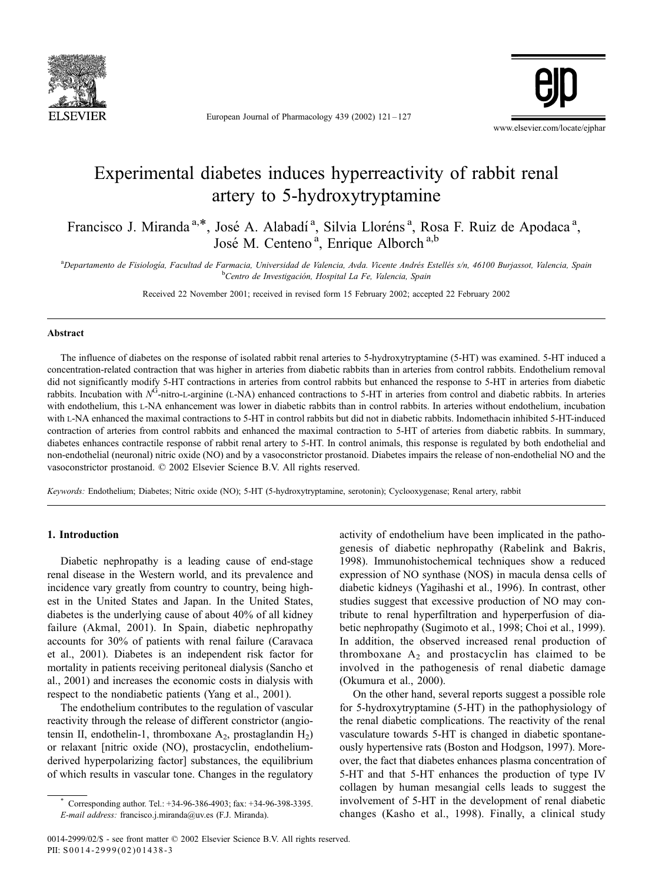# Experimental diabetes induces hyperreactivity of rabbit renal artery to 5-hydroxytryptamine

Francisco J. Miranda[a,*], José A. Alabadí[a], Silvia Lloréns[a], Rosa F. Ruiz de Apodaca[a], José M. Centeno[a], Enrique Alborch[a,b]

[a]Departamento de Fisiología, Facultad de Farmacia, Universidad de Valencia, Avda. Vicente Andrés Estellés s/n, 46100 Burjassot, Valencia, Spain
[b]Centro de Investigación, Hospital La Fe, Valencia, Spain

Received 22 November 2001; received in revised form 15 February 2002; accepted 22 February 2002

## Abstract

The influence of diabetes on the response of isolated rabbit renal arteries to 5-hydroxytryptamine (5-HT) was examined. 5-HT induced a concentration-related contraction that was higher in arteries from diabetic rabbits than in arteries from control rabbits. Endothelium removal did not significantly modify 5-HT contractions in arteries from control rabbits but enhanced the response to 5-HT in arteries from diabetic rabbits. Incubation with $N^G$-nitro-L-arginine (L-NA) enhanced contractions to 5-HT in arteries from control and diabetic rabbits. In arteries with endothelium, this L-NA enhancement was lower in diabetic rabbits than in control rabbits. In arteries without endothelium, incubation with L-NA enhanced the maximal contractions to 5-HT in control rabbits but did not in diabetic rabbits. Indomethacin inhibited 5-HT-induced contraction of arteries from control rabbits and enhanced the maximal contraction to 5-HT of arteries from diabetic rabbits. In summary, diabetes enhances contractile response of rabbit renal artery to 5-HT. In control animals, this response is regulated by both endothelial and non-endothelial (neuronal) nitric oxide (NO) and by a vasoconstrictor prostanoid. Diabetes impairs the release of non-endothelial NO and the vasoconstrictor prostanoid. © 2002 Elsevier Science B.V. All rights reserved.

*Keywords:* Endothelium; Diabetes; Nitric oxide (NO); 5-HT (5-hydroxytryptamine, serotonin); Cyclooxygenase; Renal artery, rabbit

## 1. Introduction

Diabetic nephropathy is a leading cause of end-stage renal disease in the Western world, and its prevalence and incidence vary greatly from country to country, being highest in the United States and Japan. In the United States, diabetes is the underlying cause of about 40% of all kidney failure (Akmal, 2001). In Spain, diabetic nephropathy accounts for 30% of patients with renal failure (Caravaca et al., 2001). Diabetes is an independent risk factor for mortality in patients receiving peritoneal dialysis (Sancho et al., 2001) and increases the economic costs in dialysis with respect to the nondiabetic patients (Yang et al., 2001).

The endothelium contributes to the regulation of vascular reactivity through the release of different constrictor (angiotensin II, endothelin-1, thromboxane $A_2$, prostaglandin $H_2$) or relaxant [nitric oxide (NO), prostacyclin, endothelium-derived hyperpolarizing factor] substances, the equilibrium of which results in vascular tone. Changes in the regulatory activity of endothelium have been implicated in the pathogenesis of diabetic nephropathy (Rabelink and Bakris, 1998). Immunohistochemical techniques show a reduced expression of NO synthase (NOS) in macula densa cells of diabetic kidneys (Yagihashi et al., 1996). In contrast, other studies suggest that excessive production of NO may contribute to renal hyperfiltration and hyperperfusion of diabetic nephropathy (Sugimoto et al., 1998; Choi et al., 1999). In addition, the observed increased renal production of thromboxane $A_2$ and prostacyclin has claimed to be involved in the pathogenesis of renal diabetic damage (Okumura et al., 2000).

On the other hand, several reports suggest a possible role for 5-hydroxytryptamine (5-HT) in the pathophysiology of the renal diabetic complications. The reactivity of the renal vasculature towards 5-HT is changed in diabetic spontaneously hypertensive rats (Boston and Hodgson, 1997). Moreover, the fact that diabetes enhances plasma concentration of 5-HT and that 5-HT enhances the production of type IV collagen by human mesangial cells leads to suggest the involvement of 5-HT in the development of renal diabetic changes (Kasho et al., 1998). Finally, a clinical study

\* Corresponding author. Tel.: +34-96-386-4903; fax: +34-96-398-3395.
*E-mail address:* francisco.j.miranda@uv.es (F.J. Miranda).

0014-2999/02/$ - see front matter © 2002 Elsevier Science B.V. All rights reserved.
PII: S0014-2999(02)01438-3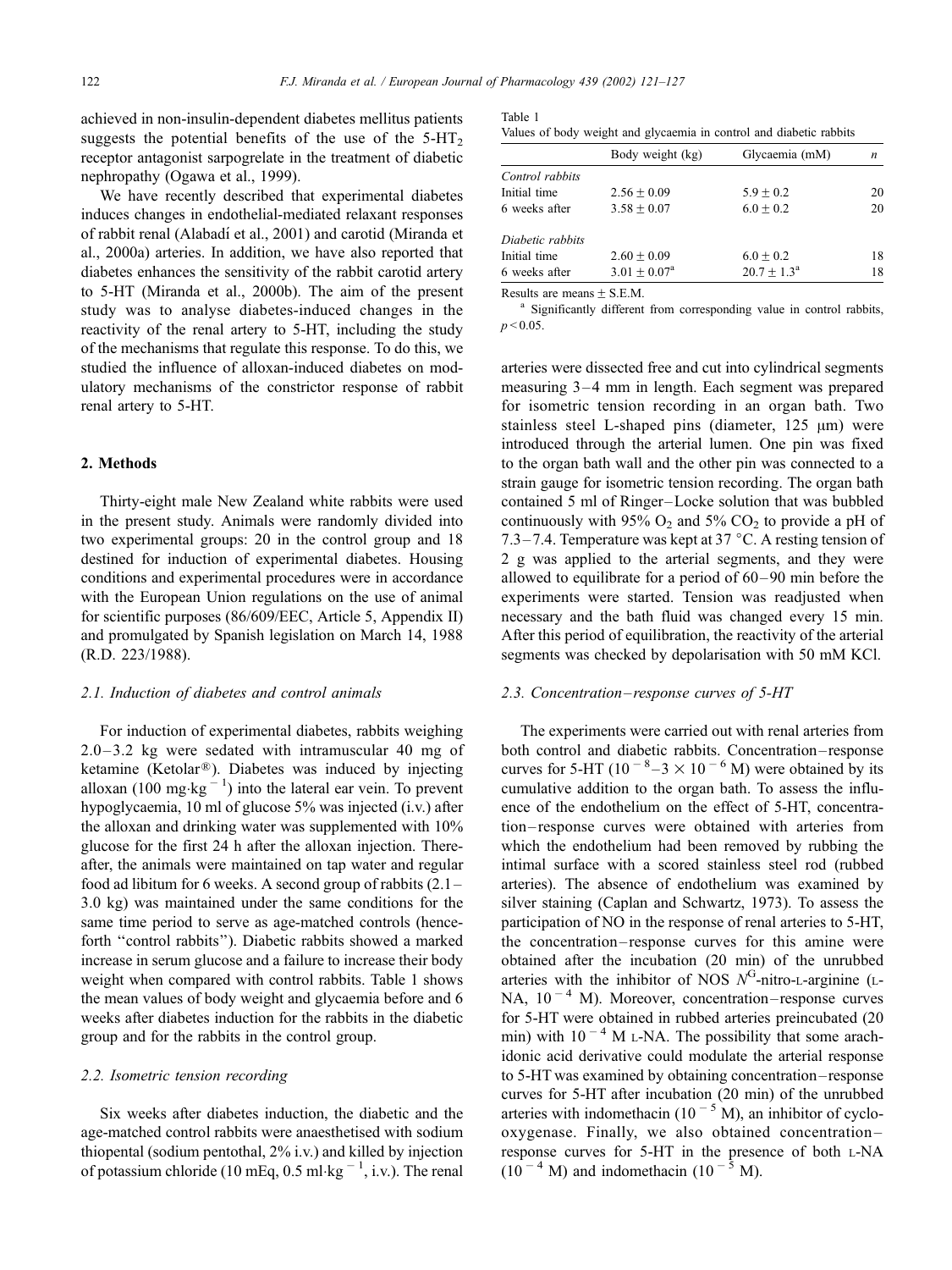achieved in non-insulin-dependent diabetes mellitus patients suggests the potential benefits of the use of the 5-$HT_2$ receptor antagonist sarpogrelate in the treatment of diabetic nephropathy (Ogawa et al., 1999).

We have recently described that experimental diabetes induces changes in endothelial-mediated relaxant responses of rabbit renal (Alabadí et al., 2001) and carotid (Miranda et al., 2000a) arteries. In addition, we have also reported that diabetes enhances the sensitivity of the rabbit carotid artery to 5-HT (Miranda et al., 2000b). The aim of the present study was to analyse diabetes-induced changes in the reactivity of the renal artery to 5-HT, including the study of the mechanisms that regulate this response. To do this, we studied the influence of alloxan-induced diabetes on modulatory mechanisms of the constrictor response of rabbit renal artery to 5-HT.

## 2. Methods

Thirty-eight male New Zealand white rabbits were used in the present study. Animals were randomly divided into two experimental groups: 20 in the control group and 18 destined for induction of experimental diabetes. Housing conditions and experimental procedures were in accordance with the European Union regulations on the use of animal for scientific purposes (86/609/EEC, Article 5, Appendix II) and promulgated by Spanish legislation on March 14, 1988 (R.D. 223/1988).

### 2.1. Induction of diabetes and control animals

For induction of experimental diabetes, rabbits weighing 2.0–3.2 kg were sedated with intramuscular 40 mg of ketamine (Ketolar®). Diabetes was induced by injecting alloxan (100 mg·kg$^{-1}$) into the lateral ear vein. To prevent hypoglycaemia, 10 ml of glucose 5% was injected (i.v.) after the alloxan and drinking water was supplemented with 10% glucose for the first 24 h after the alloxan injection. Thereafter, the animals were maintained on tap water and regular food ad libitum for 6 weeks. A second group of rabbits (2.1–3.0 kg) was maintained under the same conditions for the same time period to serve as age-matched controls (henceforth "control rabbits"). Diabetic rabbits showed a marked increase in serum glucose and a failure to increase their body weight when compared with control rabbits. Table 1 shows the mean values of body weight and glycaemia before and 6 weeks after diabetes induction for the rabbits in the diabetic group and for the rabbits in the control group.

Table 1
Values of body weight and glycaemia in control and diabetic rabbits

| | Body weight (kg) | Glycaemia (mM) | $n$ |
|---|---|---|---|
| *Control rabbits* | | | |
| Initial time | $2.56 \pm 0.09$ | $5.9 \pm 0.2$ | 20 |
| 6 weeks after | $3.58 \pm 0.07$ | $6.0 \pm 0.2$ | 20 |
| *Diabetic rabbits* | | | |
| Initial time | $2.60 \pm 0.09$ | $6.0 \pm 0.2$ | 18 |
| 6 weeks after | $3.01 \pm 0.07$[a] | $20.7 \pm 1.3$[a] | 18 |

Results are means ± S.E.M.

[a] Significantly different from corresponding value in control rabbits, $p < 0.05$.

### 2.2. Isometric tension recording

Six weeks after diabetes induction, the diabetic and the age-matched control rabbits were anaesthetised with sodium thiopental (sodium pentothal, 2% i.v.) and killed by injection of potassium chloride (10 mEq, 0.5 ml·kg$^{-1}$, i.v.). The renal arteries were dissected free and cut into cylindrical segments measuring 3–4 mm in length. Each segment was prepared for isometric tension recording in an organ bath. Two stainless steel L-shaped pins (diameter, 125 μm) were introduced through the arterial lumen. One pin was fixed to the organ bath wall and the other pin was connected to a strain gauge for isometric tension recording. The organ bath contained 5 ml of Ringer–Locke solution that was bubbled continuously with 95% $O_2$ and 5% $CO_2$ to provide a pH of 7.3–7.4. Temperature was kept at 37 °C. A resting tension of 2 g was applied to the arterial segments, and they were allowed to equilibrate for a period of 60–90 min before the experiments were started. Tension was readjusted when necessary and the bath fluid was changed every 15 min. After this period of equilibration, the reactivity of the arterial segments was checked by depolarisation with 50 mM KCl.

### 2.3. Concentration–response curves of 5-HT

The experiments were carried out with renal arteries from both control and diabetic rabbits. Concentration–response curves for 5-HT ($10^{-8}$–$3 \times 10^{-6}$ M) were obtained by its cumulative addition to the organ bath. To assess the influence of the endothelium on the effect of 5-HT, concentration–response curves were obtained with arteries from which the endothelium had been removed by rubbing the intimal surface with a scored stainless steel rod (rubbed arteries). The absence of endothelium was examined by silver staining (Caplan and Schwartz, 1973). To assess the participation of NO in the response of renal arteries to 5-HT, the concentration–response curves for this amine were obtained after the incubation (20 min) of the unrubbed arteries with the inhibitor of NOS $N^G$-nitro-L-arginine (L-NA, $10^{-4}$ M). Moreover, concentration–response curves for 5-HT were obtained in rubbed arteries preincubated (20 min) with $10^{-4}$ M L-NA. The possibility that some arachidonic acid derivative could modulate the arterial response to 5-HT was examined by obtaining concentration–response curves for 5-HT after incubation (20 min) of the unrubbed arteries with indomethacin ($10^{-5}$ M), an inhibitor of cyclooxygenase. Finally, we also obtained concentration–response curves for 5-HT in the presence of both L-NA ($10^{-4}$ M) and indomethacin ($10^{-5}$ M).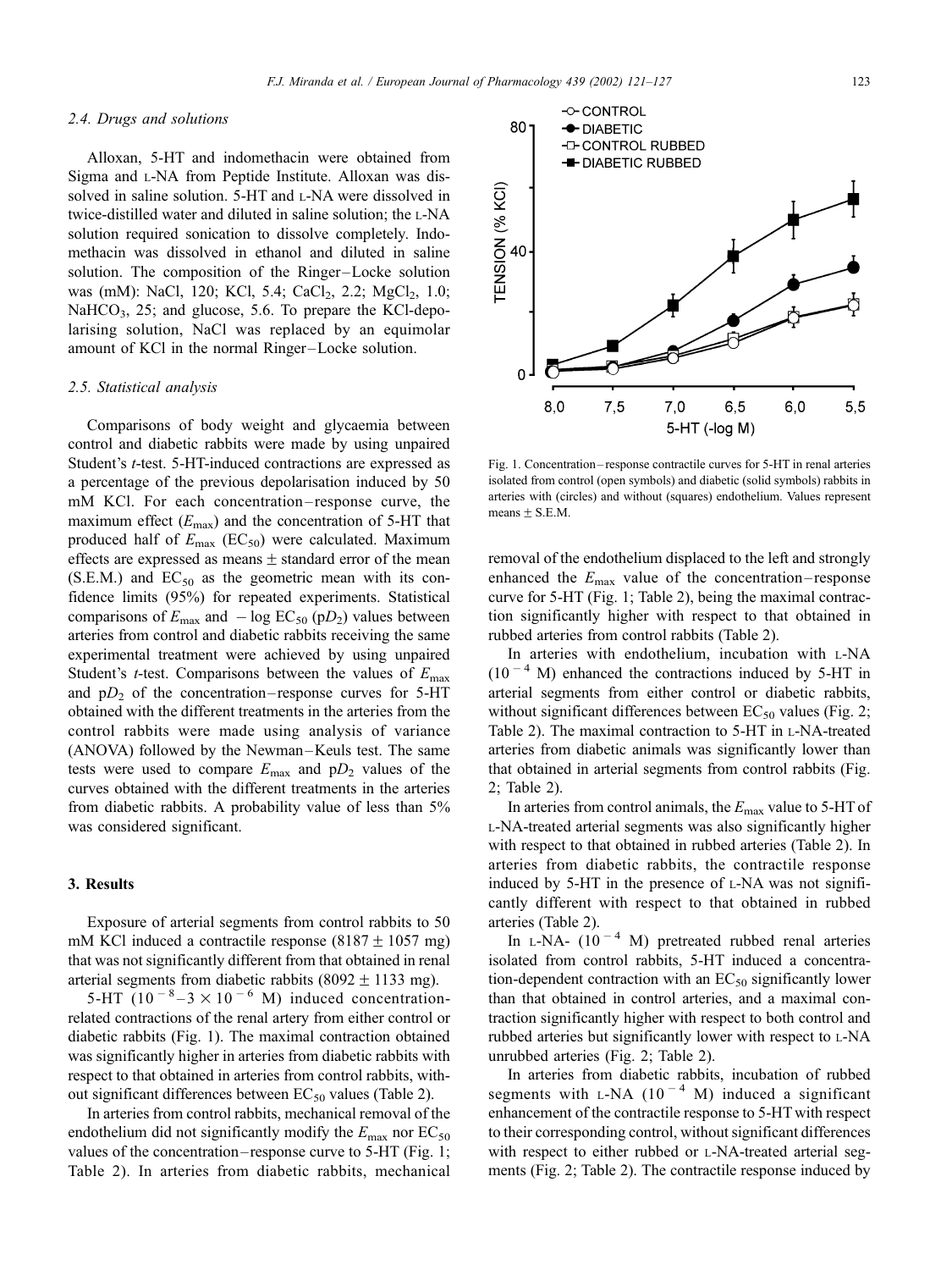### 2.4. Drugs and solutions

Alloxan, 5-HT and indomethacin were obtained from Sigma and L-NA from Peptide Institute. Alloxan was dissolved in saline solution. 5-HT and L-NA were dissolved in twice-distilled water and diluted in saline solution; the L-NA solution required sonication to dissolve completely. Indomethacin was dissolved in ethanol and diluted in saline solution. The composition of the Ringer–Locke solution was (mM): NaCl, 120; KCl, 5.4; $CaCl_2$, 2.2; $MgCl_2$, 1.0; $NaHCO_3$, 25; and glucose, 5.6. To prepare the KCl-depolarising solution, NaCl was replaced by an equimolar amount of KCl in the normal Ringer–Locke solution.

### 2.5. Statistical analysis

Comparisons of body weight and glycaemia between control and diabetic rabbits were made by using unpaired Student's *t*-test. 5-HT-induced contractions are expressed as a percentage of the previous depolarisation induced by 50 mM KCl. For each concentration–response curve, the maximum effect ($E_{max}$) and the concentration of 5-HT that produced half of $E_{max}$ ($EC_{50}$) were calculated. Maximum effects are expressed as means ± standard error of the mean (S.E.M.) and $EC_{50}$ as the geometric mean with its confidence limits (95%) for repeated experiments. Statistical comparisons of $E_{max}$ and $-\log EC_{50}$ ($pD_2$) values between arteries from control and diabetic rabbits receiving the same experimental treatment were achieved by using unpaired Student's *t*-test. Comparisons between the values of $E_{max}$ and $pD_2$ of the concentration–response curves for 5-HT obtained with the different treatments in the arteries from the control rabbits were made using analysis of variance (ANOVA) followed by the Newman–Keuls test. The same tests were used to compare $E_{max}$ and $pD_2$ values of the curves obtained with the different treatments in the arteries from diabetic rabbits. A probability value of less than 5% was considered significant.

## 3. Results

Exposure of arterial segments from control rabbits to 50 mM KCl induced a contractile response (8187 ± 1057 mg) that was not significantly different from that obtained in renal arterial segments from diabetic rabbits (8092 ± 1133 mg).

5-HT ($10^{-8}$–$3 \times 10^{-6}$ M) induced concentration-related contractions of the renal artery from either control or diabetic rabbits (Fig. 1). The maximal contraction obtained was significantly higher in arteries from diabetic rabbits with respect to that obtained in arteries from control rabbits, without significant differences between $EC_{50}$ values (Table 2).

In arteries from control rabbits, mechanical removal of the endothelium did not significantly modify the $E_{max}$ nor $EC_{50}$ values of the concentration–response curve to 5-HT (Fig. 1; Table 2). In arteries from diabetic rabbits, mechanical removal of the endothelium displaced to the left and strongly enhanced the $E_{max}$ value of the concentration–response curve for 5-HT (Fig. 1; Table 2), being the maximal contraction significantly higher with respect to that obtained in rubbed arteries from control rabbits (Table 2).

Fig. 1. Concentration–response contractile curves for 5-HT in renal arteries isolated from control (open symbols) and diabetic (solid symbols) rabbits in arteries with (circles) and without (squares) endothelium. Values represent means ± S.E.M.

In arteries with endothelium, incubation with L-NA ($10^{-4}$ M) enhanced the contractions induced by 5-HT in arterial segments from either control or diabetic rabbits, without significant differences between $EC_{50}$ values (Fig. 2; Table 2). The maximal contraction to 5-HT in L-NA-treated arteries from diabetic animals was significantly lower than that obtained in arterial segments from control rabbits (Fig. 2; Table 2).

In arteries from control animals, the $E_{max}$ value to 5-HT of L-NA-treated arterial segments was also significantly higher with respect to that obtained in rubbed arteries (Table 2). In arteries from diabetic rabbits, the contractile response induced by 5-HT in the presence of L-NA was not significantly different with respect to that obtained in rubbed arteries (Table 2).

In L-NA- ($10^{-4}$ M) pretreated rubbed renal arteries isolated from control rabbits, 5-HT induced a concentration-dependent contraction with an $EC_{50}$ significantly lower than that obtained in control arteries, and a maximal contraction significantly higher with respect to both control and rubbed arteries but significantly lower with respect to L-NA unrubbed arteries (Fig. 2; Table 2).

In arteries from diabetic rabbits, incubation of rubbed segments with L-NA ($10^{-4}$ M) induced a significant enhancement of the contractile response to 5-HT with respect to their corresponding control, without significant differences with respect to either rubbed or L-NA-treated arterial segments (Fig. 2; Table 2). The contractile response induced by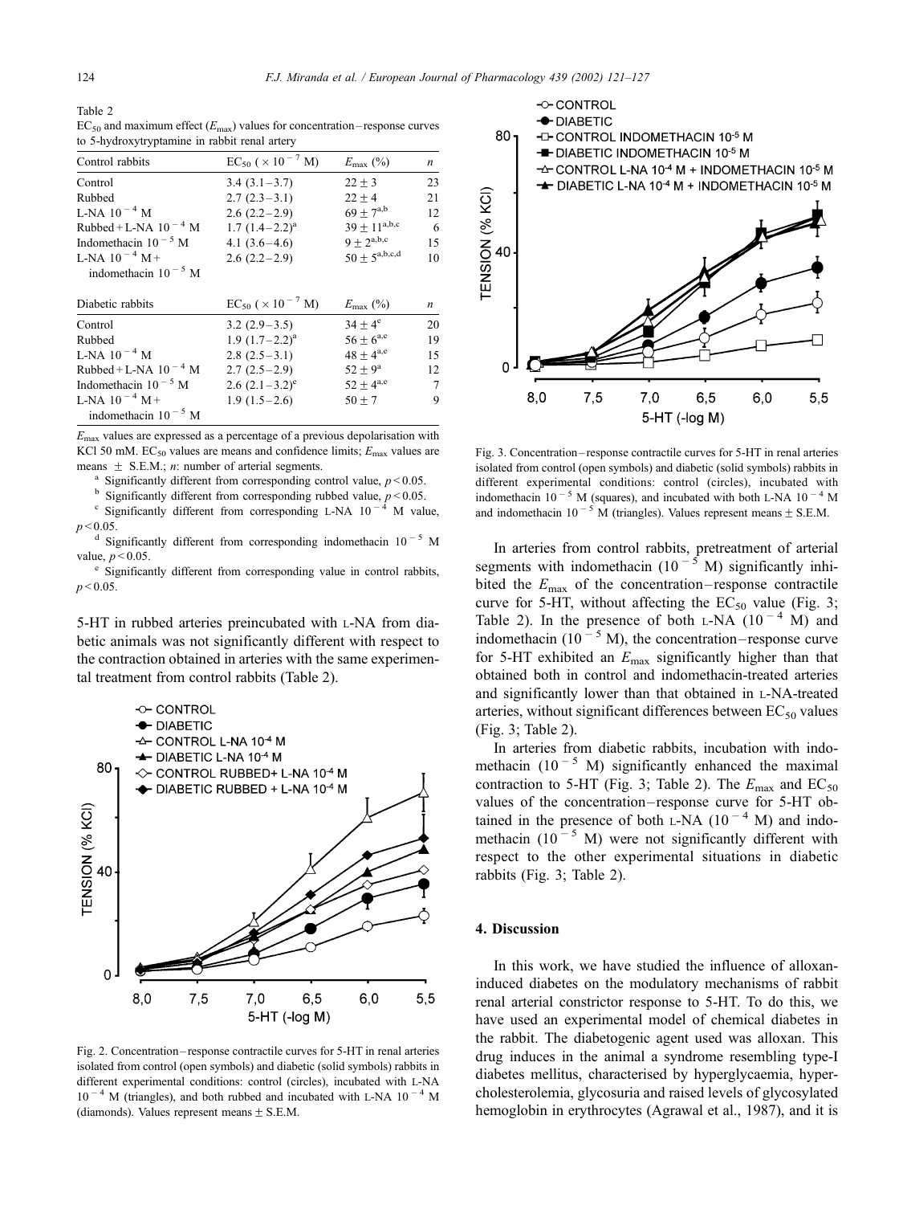Table 2
$EC_{50}$ and maximum effect ($E_{max}$) values for concentration–response curves to 5-hydroxytryptamine in rabbit renal artery

| Control rabbits | $EC_{50}$ ($\times 10^{-7}$ M) | $E_{max}$ (%) | $n$ |
|---|---|---|---|
| Control | 3.4 (3.1–3.7) | 22 ± 3 | 23 |
| Rubbed | 2.7 (2.3–3.1) | 22 ± 4 | 21 |
| L-NA $10^{-4}$ M | 2.6 (2.2–2.9) | 69 ± 7[a,b] | 12 |
| Rubbed + L-NA $10^{-4}$ M | 1.7 (1.4–2.2)[a] | 39 ± 11[a,b,c] | 6 |
| Indomethacin $10^{-5}$ M | 4.1 (3.6–4.6) | 9 ± 2[a,b,c] | 15 |
| L-NA $10^{-4}$ M + indomethacin $10^{-5}$ M | 2.6 (2.2–2.9) | 50 ± 5[a,b,c,d] | 10 |
| **Diabetic rabbits** | **$EC_{50}$ ($\times 10^{-7}$ M)** | **$E_{max}$ (%)** | **$n$** |
| Control | 3.2 (2.9–3.5) | 34 ± 4[e] | 20 |
| Rubbed | 1.9 (1.7–2.2)[a] | 56 ± 6[a,e] | 19 |
| L-NA $10^{-4}$ M | 2.8 (2.5–3.1) | 48 ± 4[a,e] | 15 |
| Rubbed + L-NA $10^{-4}$ M | 2.7 (2.5–2.9) | 52 ± 9[a] | 12 |
| Indomethacin $10^{-5}$ M | 2.6 (2.1–3.2)[e] | 52 ± 4[a,e] | 7 |
| L-NA $10^{-4}$ M + indomethacin $10^{-5}$ M | 1.9 (1.5–2.6) | 50 ± 7 | 9 |

$E_{max}$ values are expressed as a percentage of a previous depolarisation with KCl 50 mM. $EC_{50}$ values are means and confidence limits; $E_{max}$ values are means ± S.E.M.; $n$: number of arterial segments.

[a] Significantly different from corresponding control value, $p < 0.05$.

[b] Significantly different from corresponding rubbed value, $p < 0.05$.

[c] Significantly different from corresponding L-NA $10^{-4}$ M value, $p < 0.05$.

[d] Significantly different from corresponding indomethacin $10^{-5}$ M value, $p < 0.05$.

[e] Significantly different from corresponding value in control rabbits, $p < 0.05$.

5-HT in rubbed arteries preincubated with L-NA from diabetic animals was not significantly different with respect to the contraction obtained in arteries with the same experimental treatment from control rabbits (Table 2).

Fig. 2. Concentration–response contractile curves for 5-HT in renal arteries isolated from control (open symbols) and diabetic (solid symbols) rabbits in different experimental conditions: control (circles), incubated with L-NA $10^{-4}$ M (triangles), and both rubbed and incubated with L-NA $10^{-4}$ M (diamonds). Values represent means ± S.E.M.

Fig. 3. Concentration–response contractile curves for 5-HT in renal arteries isolated from control (open symbols) and diabetic (solid symbols) rabbits in different experimental conditions: control (circles), incubated with indomethacin $10^{-5}$ M (squares), and incubated with both L-NA $10^{-4}$ M and indomethacin $10^{-5}$ M (triangles). Values represent means ± S.E.M.

In arteries from control rabbits, pretreatment of arterial segments with indomethacin ($10^{-5}$ M) significantly inhibited the $E_{max}$ of the concentration–response contractile curve for 5-HT, without affecting the $EC_{50}$ value (Fig. 3; Table 2). In the presence of both L-NA ($10^{-4}$ M) and indomethacin ($10^{-5}$ M), the concentration–response curve for 5-HT exhibited an $E_{max}$ significantly higher than that obtained both in control and indomethacin-treated arteries and significantly lower than that obtained in L-NA-treated arteries, without significant differences between $EC_{50}$ values (Fig. 3; Table 2).

In arteries from diabetic rabbits, incubation with indomethacin ($10^{-5}$ M) significantly enhanced the maximal contraction to 5-HT (Fig. 3; Table 2). The $E_{max}$ and $EC_{50}$ values of the concentration–response curve for 5-HT obtained in the presence of both L-NA ($10^{-4}$ M) and indomethacin ($10^{-5}$ M) were not significantly different with respect to the other experimental situations in diabetic rabbits (Fig. 3; Table 2).

## 4. Discussion

In this work, we have studied the influence of alloxan-induced diabetes on the modulatory mechanisms of rabbit renal arterial constrictor response to 5-HT. To do this, we have used an experimental model of chemical diabetes in the rabbit. The diabetogenic agent used was alloxan. This drug induces in the animal a syndrome resembling type-I diabetes mellitus, characterised by hyperglycaemia, hypercholesterolemia, glycosuria and raised levels of glycosylated hemoglobin in erythrocytes (Agrawal et al., 1987), and it is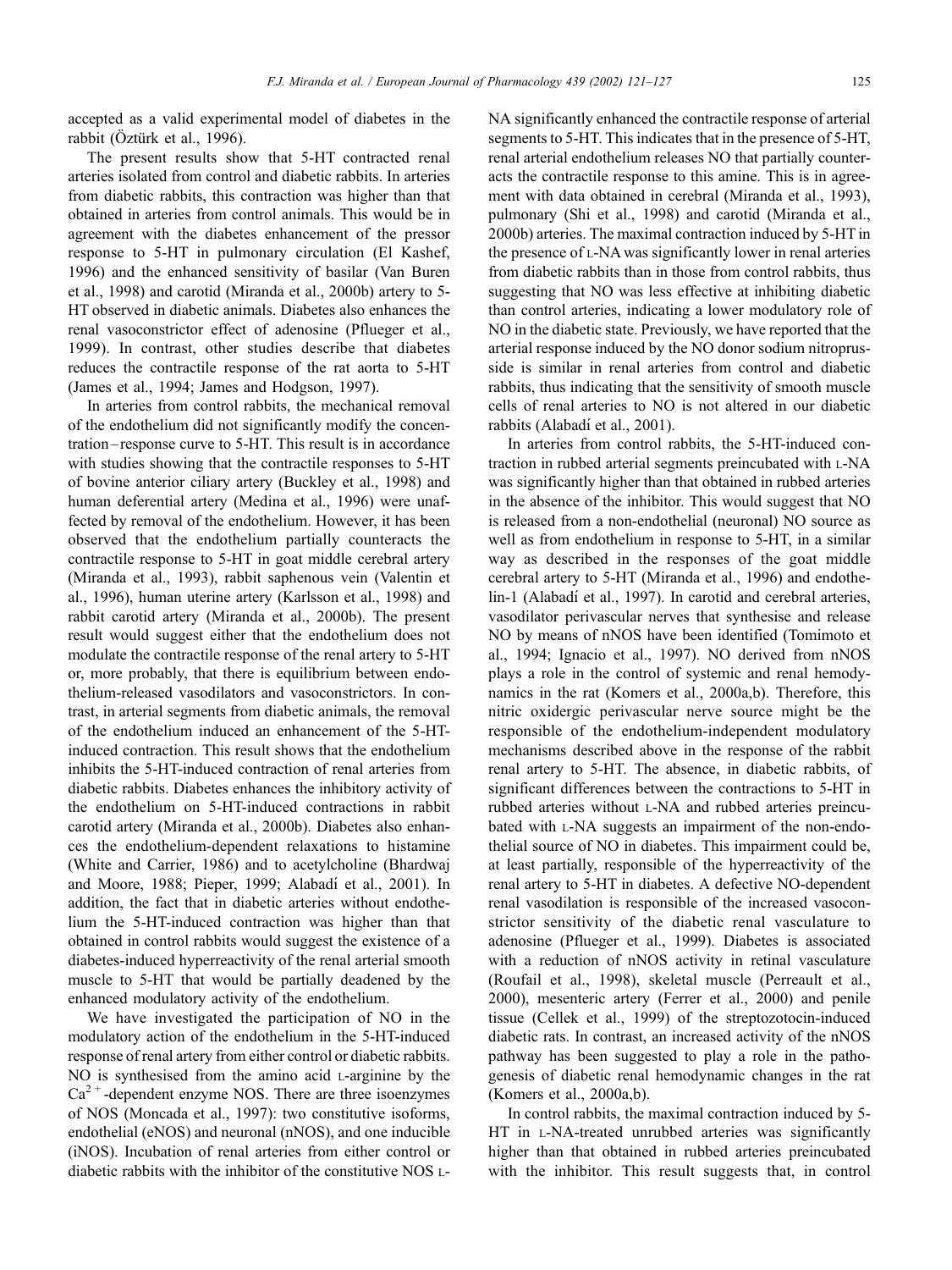accepted as a valid experimental model of diabetes in the rabbit (Öztürk et al., 1996).

The present results show that 5-HT contracted renal arteries isolated from control and diabetic rabbits. In arteries from diabetic rabbits, this contraction was higher than that obtained in arteries from control animals. This would be in agreement with the diabetes enhancement of the pressor response to 5-HT in pulmonary circulation (El Kashef, 1996) and the enhanced sensitivity of basilar (Van Buren et al., 1998) and carotid (Miranda et al., 2000b) artery to 5-HT observed in diabetic animals. Diabetes also enhances the renal vasoconstrictor effect of adenosine (Pflueger et al., 1999). In contrast, other studies describe that diabetes reduces the contractile response of the rat aorta to 5-HT (James et al., 1994; James and Hodgson, 1997).

In arteries from control rabbits, the mechanical removal of the endothelium did not significantly modify the concentration–response curve to 5-HT. This result is in accordance with studies showing that the contractile responses to 5-HT of bovine anterior ciliary artery (Buckley et al., 1998) and human deferential artery (Medina et al., 1996) were unaffected by removal of the endothelium. However, it has been observed that the endothelium partially counteracts the contractile response to 5-HT in goat middle cerebral artery (Miranda et al., 1993), rabbit saphenous vein (Valentin et al., 1996), human uterine artery (Karlsson et al., 1998) and rabbit carotid artery (Miranda et al., 2000b). The present result would suggest either that the endothelium does not modulate the contractile response of the renal artery to 5-HT or, more probably, that there is equilibrium between endothelium-released vasodilators and vasoconstrictors. In contrast, in arterial segments from diabetic animals, the removal of the endothelium induced an enhancement of the 5-HT-induced contraction. This result shows that the endothelium inhibits the 5-HT-induced contraction of renal arteries from diabetic rabbits. Diabetes enhances the inhibitory activity of the endothelium on 5-HT-induced contractions in rabbit carotid artery (Miranda et al., 2000b). Diabetes also enhances the endothelium-dependent relaxations to histamine (White and Carrier, 1986) and to acetylcholine (Bhardwaj and Moore, 1988; Pieper, 1999; Alabadí et al., 2001). In addition, the fact that in diabetic arteries without endothelium the 5-HT-induced contraction was higher than that obtained in control rabbits would suggest the existence of a diabetes-induced hyperreactivity of the renal arterial smooth muscle to 5-HT that would be partially deadened by the enhanced modulatory activity of the endothelium.

We have investigated the participation of NO in the modulatory action of the endothelium in the 5-HT-induced response of renal artery from either control or diabetic rabbits. NO is synthesised from the amino acid L-arginine by the $Ca^{2+}$-dependent enzyme NOS. There are three isoenzymes of NOS (Moncada et al., 1997): two constitutive isoforms, endothelial (eNOS) and neuronal (nNOS), and one inducible (iNOS). Incubation of renal arteries from either control or diabetic rabbits with the inhibitor of the constitutive NOS L-NA significantly enhanced the contractile response of arterial segments to 5-HT. This indicates that in the presence of 5-HT, renal arterial endothelium releases NO that partially counteracts the contractile response to this amine. This is in agreement with data obtained in cerebral (Miranda et al., 1993), pulmonary (Shi et al., 1998) and carotid (Miranda et al., 2000b) arteries. The maximal contraction induced by 5-HT in the presence of L-NA was significantly lower in renal arteries from diabetic rabbits than in those from control rabbits, thus suggesting that NO was less effective at inhibiting diabetic than control arteries, indicating a lower modulatory role of NO in the diabetic state. Previously, we have reported that the arterial response induced by the NO donor sodium nitroprusside is similar in renal arteries from control and diabetic rabbits, thus indicating that the sensitivity of smooth muscle cells of renal arteries to NO is not altered in our diabetic rabbits (Alabadí et al., 2001).

In arteries from control rabbits, the 5-HT-induced contraction in rubbed arterial segments preincubated with L-NA was significantly higher than that obtained in rubbed arteries in the absence of the inhibitor. This would suggest that NO is released from a non-endothelial (neuronal) NO source as well as from endothelium in response to 5-HT, in a similar way as described in the responses of the goat middle cerebral artery to 5-HT (Miranda et al., 1996) and endothelin-1 (Alabadí et al., 1997). In carotid and cerebral arteries, vasodilator perivascular nerves that synthesise and release NO by means of nNOS have been identified (Tomimoto et al., 1994; Ignacio et al., 1997). NO derived from nNOS plays a role in the control of systemic and renal hemodynamics in the rat (Komers et al., 2000a,b). Therefore, this nitric oxidergic perivascular nerve source might be the responsible of the endothelium-independent modulatory mechanisms described above in the response of the rabbit renal artery to 5-HT. The absence, in diabetic rabbits, of significant differences between the contractions to 5-HT in rubbed arteries without L-NA and rubbed arteries preincubated with L-NA suggests an impairment of the non-endothelial source of NO in diabetes. This impairment could be, at least partially, responsible of the hyperreactivity of the renal artery to 5-HT in diabetes. A defective NO-dependent renal vasodilation is responsible of the increased vasoconstrictor sensitivity of the diabetic renal vasculature to adenosine (Pflueger et al., 1999). Diabetes is associated with a reduction of nNOS activity in retinal vasculature (Roufail et al., 1998), skeletal muscle (Perreault et al., 2000), mesenteric artery (Ferrer et al., 2000) and penile tissue (Cellek et al., 1999) of the streptozotocin-induced diabetic rats. In contrast, an increased activity of the nNOS pathway has been suggested to play a role in the pathogenesis of diabetic renal hemodynamic changes in the rat (Komers et al., 2000a,b).

In control rabbits, the maximal contraction induced by 5-HT in L-NA-treated unrubbed arteries was significantly higher than that obtained in rubbed arteries preincubated with the inhibitor. This result suggests that, in control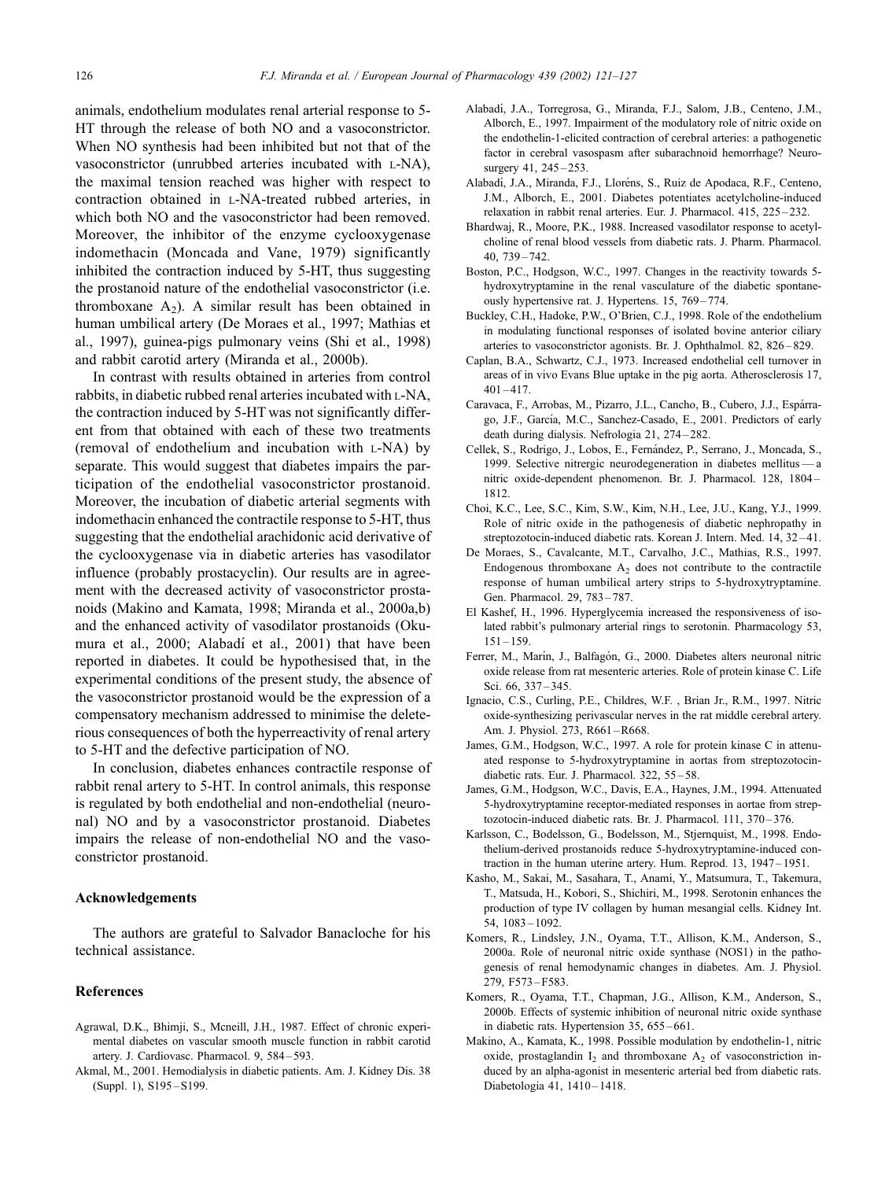animals, endothelium modulates renal arterial response to 5-HT through the release of both NO and a vasoconstrictor. When NO synthesis had been inhibited but not that of the vasoconstrictor (unrubbed arteries incubated with L-NA), the maximal tension reached was higher with respect to contraction obtained in L-NA-treated rubbed arteries, in which both NO and the vasoconstrictor had been removed. Moreover, the inhibitor of the enzyme cyclooxygenase indomethacin (Moncada and Vane, 1979) significantly inhibited the contraction induced by 5-HT, thus suggesting the prostanoid nature of the endothelial vasoconstrictor (i.e. thromboxane $A_2$). A similar result has been obtained in human umbilical artery (De Moraes et al., 1997; Mathias et al., 1997), guinea-pigs pulmonary veins (Shi et al., 1998) and rabbit carotid artery (Miranda et al., 2000b).

In contrast with results obtained in arteries from control rabbits, in diabetic rubbed renal arteries incubated with L-NA, the contraction induced by 5-HT was not significantly different from that obtained with each of these two treatments (removal of endothelium and incubation with L-NA) by separate. This would suggest that diabetes impairs the participation of the endothelial vasoconstrictor prostanoid. Moreover, the incubation of diabetic arterial segments with indomethacin enhanced the contractile response to 5-HT, thus suggesting that the endothelial arachidonic acid derivative of the cyclooxygenase via in diabetic arteries has vasodilator influence (probably prostacyclin). Our results are in agreement with the decreased activity of vasoconstrictor prostanoids (Makino and Kamata, 1998; Miranda et al., 2000a,b) and the enhanced activity of vasodilator prostanoids (Okumura et al., 2000; Alabadí et al., 2001) that have been reported in diabetes. It could be hypothesised that, in the experimental conditions of the present study, the absence of the vasoconstrictor prostanoid would be the expression of a compensatory mechanism addressed to minimise the deleterious consequences of both the hyperreactivity of renal artery to 5-HT and the defective participation of NO.

In conclusion, diabetes enhances contractile response of rabbit renal artery to 5-HT. In control animals, this response is regulated by both endothelial and non-endothelial (neuronal) NO and by a vasoconstrictor prostanoid. Diabetes impairs the release of non-endothelial NO and the vasoconstrictor prostanoid.

## Acknowledgements

The authors are grateful to Salvador Banacloche for his technical assistance.

## References

Agrawal, D.K., Bhimji, S., Mcneill, J.H., 1987. Effect of chronic experimental diabetes on vascular smooth muscle function in rabbit carotid artery. J. Cardiovasc. Pharmacol. 9, 584–593.

Akmal, M., 2001. Hemodialysis in diabetic patients. Am. J. Kidney Dis. 38 (Suppl. 1), S195–S199.

Alabadí, J.A., Torregrosa, G., Miranda, F.J., Salom, J.B., Centeno, J.M., Alborch, E., 1997. Impairment of the modulatory role of nitric oxide on the endothelin-1-elicited contraction of cerebral arteries: a pathogenetic factor in cerebral vasospasm after subarachnoid hemorrhage? Neurosurgery 41, 245–253.

Alabadí, J.A., Miranda, F.J., Lloréns, S., Ruiz de Apodaca, R.F., Centeno, J.M., Alborch, E., 2001. Diabetes potentiates acetylcholine-induced relaxation in rabbit renal arteries. Eur. J. Pharmacol. 415, 225–232.

Bhardwaj, R., Moore, P.K., 1988. Increased vasodilator response to acetylcholine of renal blood vessels from diabetic rats. J. Pharm. Pharmacol. 40, 739–742.

Boston, P.C., Hodgson, W.C., 1997. Changes in the reactivity towards 5-hydroxytryptamine in the renal vasculature of the diabetic spontaneously hypertensive rat. J. Hypertens. 15, 769–774.

Buckley, C.H., Hadoke, P.W., O'Brien, C.J., 1998. Role of the endothelium in modulating functional responses of isolated bovine anterior ciliary arteries to vasoconstrictor agonists. Br. J. Ophthalmol. 82, 826–829.

Caplan, B.A., Schwartz, C.J., 1973. Increased endothelial cell turnover in areas of in vivo Evans Blue uptake in the pig aorta. Atherosclerosis 17, 401–417.

Caravaca, F., Arrobas, M., Pizarro, J.L., Cancho, B., Cubero, J.J., Espárrago, J.F., García, M.C., Sanchez-Casado, E., 2001. Predictors of early death during dialysis. Nefrologia 21, 274–282.

Cellek, S., Rodrigo, J., Lobos, E., Fernández, P., Serrano, J., Moncada, S., 1999. Selective nitrergic neurodegeneration in diabetes mellitus — a nitric oxide-dependent phenomenon. Br. J. Pharmacol. 128, 1804–1812.

Choi, K.C., Lee, S.C., Kim, S.W., Kim, N.H., Lee, J.U., Kang, Y.J., 1999. Role of nitric oxide in the pathogenesis of diabetic nephropathy in streptozotocin-induced diabetic rats. Korean J. Intern. Med. 14, 32–41.

De Moraes, S., Cavalcante, M.T., Carvalho, J.C., Mathias, R.S., 1997. Endogenous thromboxane $A_2$ does not contribute to the contractile response of human umbilical artery strips to 5-hydroxytryptamine. Gen. Pharmacol. 29, 783–787.

El Kashef, H., 1996. Hyperglycemia increased the responsiveness of isolated rabbit's pulmonary arterial rings to serotonin. Pharmacology 53, 151–159.

Ferrer, M., Marín, J., Balfagón, G., 2000. Diabetes alters neuronal nitric oxide release from rat mesenteric arteries. Role of protein kinase C. Life Sci. 66, 337–345.

Ignacio, C.S., Curling, P.E., Childres, W.F. , Bryan Jr., R.M., 1997. Nitric oxide-synthesizing perivascular nerves in the rat middle cerebral artery. Am. J. Physiol. 273, R661–R668.

James, G.M., Hodgson, W.C., 1997. A role for protein kinase C in attenuated response to 5-hydroxytryptamine in aortas from streptozotocin-diabetic rats. Eur. J. Pharmacol. 322, 55–58.

James, G.M., Hodgson, W.C., Davis, E.A., Haynes, J.M., 1994. Attenuated 5-hydroxytryptamine receptor-mediated responses in aortae from streptozotocin-induced diabetic rats. Br. J. Pharmacol. 111, 370–376.

Karlsson, C., Bodelsson, G., Bodelsson, M., Stjernquist, M., 1998. Endothelium-derived prostanoids reduce 5-hydroxytryptamine-induced contraction in the human uterine artery. Hum. Reprod. 13, 1947–1951.

Kasho, M., Sakai, M., Sasahara, T., Anami, Y., Matsumura, T., Takemura, T., Matsuda, H., Kobori, S., Shichiri, M., 1998. Serotonin enhances the production of type IV collagen by human mesangial cells. Kidney Int. 54, 1083–1092.

Komers, R., Lindsley, J.N., Oyama, T.T., Allison, K.M., Anderson, S., 2000a. Role of neuronal nitric oxide synthase (NOS1) in the pathogenesis of renal hemodynamic changes in diabetes. Am. J. Physiol. 279, F573–F583.

Komers, R., Oyama, T.T., Chapman, J.G., Allison, K.M., Anderson, S., 2000b. Effects of systemic inhibition of neuronal nitric oxide synthase in diabetic rats. Hypertension 35, 655–661.

Makino, A., Kamata, K., 1998. Possible modulation by endothelin-1, nitric oxide, prostaglandin $I_2$ and thromboxane $A_2$ of vasoconstriction induced by an alpha-agonist in mesenteric arterial bed from diabetic rats. Diabetologia 41, 1410–1418.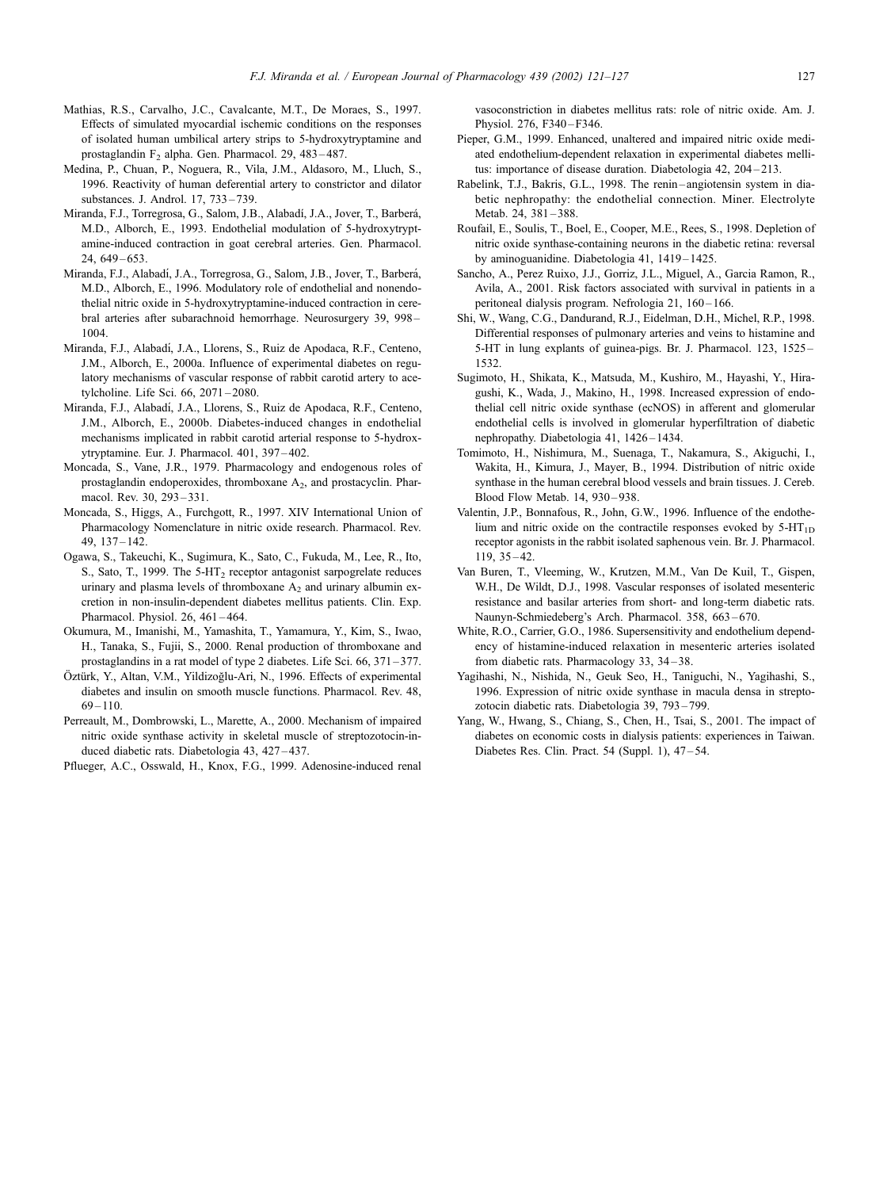Mathias, R.S., Carvalho, J.C., Cavalcante, M.T., De Moraes, S., 1997. Effects of simulated myocardial ischemic conditions on the responses of isolated human umbilical artery strips to 5-hydroxytryptamine and prostaglandin $F_2$ alpha. Gen. Pharmacol. 29, 483–487.

Medina, P., Chuan, P., Noguera, R., Vila, J.M., Aldasoro, M., Lluch, S., 1996. Reactivity of human deferential artery to constrictor and dilator substances. J. Androl. 17, 733–739.

Miranda, F.J., Torregrosa, G., Salom, J.B., Alabadí, J.A., Jover, T., Barberá, M.D., Alborch, E., 1993. Endothelial modulation of 5-hydroxytryptamine-induced contraction in goat cerebral arteries. Gen. Pharmacol. 24, 649–653.

Miranda, F.J., Alabadí, J.A., Torregrosa, G., Salom, J.B., Jover, T., Barberá, M.D., Alborch, E., 1996. Modulatory role of endothelial and nonendothelial nitric oxide in 5-hydroxytryptamine-induced contraction in cerebral arteries after subarachnoid hemorrhage. Neurosurgery 39, 998–1004.

Miranda, F.J., Alabadí, J.A., Llorens, S., Ruiz de Apodaca, R.F., Centeno, J.M., Alborch, E., 2000a. Influence of experimental diabetes on regulatory mechanisms of vascular response of rabbit carotid artery to acetylcholine. Life Sci. 66, 2071–2080.

Miranda, F.J., Alabadí, J.A., Llorens, S., Ruiz de Apodaca, R.F., Centeno, J.M., Alborch, E., 2000b. Diabetes-induced changes in endothelial mechanisms implicated in rabbit carotid arterial response to 5-hydroxytryptamine. Eur. J. Pharmacol. 401, 397–402.

Moncada, S., Vane, J.R., 1979. Pharmacology and endogenous roles of prostaglandin endoperoxides, thromboxane $A_2$, and prostacyclin. Pharmacol. Rev. 30, 293–331.

Moncada, S., Higgs, A., Furchgott, R., 1997. XIV International Union of Pharmacology Nomenclature in nitric oxide research. Pharmacol. Rev. 49, 137–142.

Ogawa, S., Takeuchi, K., Sugimura, K., Sato, C., Fukuda, M., Lee, R., Ito, S., Sato, T., 1999. The $5\text{-HT}_2$ receptor antagonist sarpogrelate reduces urinary and plasma levels of thromboxane $A_2$ and urinary albumin excretion in non-insulin-dependent diabetes mellitus patients. Clin. Exp. Pharmacol. Physiol. 26, 461–464.

Okumura, M., Imanishi, M., Yamashita, T., Yamamura, Y., Kim, S., Iwao, H., Tanaka, S., Fujii, S., 2000. Renal production of thromboxane and prostaglandins in a rat model of type 2 diabetes. Life Sci. 66, 371–377.

Öztürk, Y., Altan, V.M., Yildizoğlu-Ari, N., 1996. Effects of experimental diabetes and insulin on smooth muscle functions. Pharmacol. Rev. 48, 69–110.

Perreault, M., Dombrowski, L., Marette, A., 2000. Mechanism of impaired nitric oxide synthase activity in skeletal muscle of streptozotocin-induced diabetic rats. Diabetologia 43, 427–437.

Pflueger, A.C., Osswald, H., Knox, F.G., 1999. Adenosine-induced renal vasoconstriction in diabetes mellitus rats: role of nitric oxide. Am. J. Physiol. 276, F340–F346.

Pieper, G.M., 1999. Enhanced, unaltered and impaired nitric oxide mediated endothelium-dependent relaxation in experimental diabetes mellitus: importance of disease duration. Diabetologia 42, 204–213.

Rabelink, T.J., Bakris, G.L., 1998. The renin–angiotensin system in diabetic nephropathy: the endothelial connection. Miner. Electrolyte Metab. 24, 381–388.

Roufail, E., Soulis, T., Boel, E., Cooper, M.E., Rees, S., 1998. Depletion of nitric oxide synthase-containing neurons in the diabetic retina: reversal by aminoguanidine. Diabetologia 41, 1419–1425.

Sancho, A., Perez Ruixo, J.J., Gorriz, J.L., Miguel, A., Garcia Ramon, R., Avila, A., 2001. Risk factors associated with survival in patients in a peritoneal dialysis program. Nefrologia 21, 160–166.

Shi, W., Wang, C.G., Dandurand, R.J., Eidelman, D.H., Michel, R.P., 1998. Differential responses of pulmonary arteries and veins to histamine and 5-HT in lung explants of guinea-pigs. Br. J. Pharmacol. 123, 1525–1532.

Sugimoto, H., Shikata, K., Matsuda, M., Kushiro, M., Hayashi, Y., Hiragushi, K., Wada, J., Makino, H., 1998. Increased expression of endothelial cell nitric oxide synthase (ecNOS) in afferent and glomerular endothelial cells is involved in glomerular hyperfiltration of diabetic nephropathy. Diabetologia 41, 1426–1434.

Tomimoto, H., Nishimura, M., Suenaga, T., Nakamura, S., Akiguchi, I., Wakita, H., Kimura, J., Mayer, B., 1994. Distribution of nitric oxide synthase in the human cerebral blood vessels and brain tissues. J. Cereb. Blood Flow Metab. 14, 930–938.

Valentin, J.P., Bonnafous, R., John, G.W., 1996. Influence of the endothelium and nitric oxide on the contractile responses evoked by $5\text{-HT}_{1D}$ receptor agonists in the rabbit isolated saphenous vein. Br. J. Pharmacol. 119, 35–42.

Van Buren, T., Vleeming, W., Krutzen, M.M., Van De Kuil, T., Gispen, W.H., De Wildt, D.J., 1998. Vascular responses of isolated mesenteric resistance and basilar arteries from short- and long-term diabetic rats. Naunyn-Schmiedeberg's Arch. Pharmacol. 358, 663–670.

White, R.O., Carrier, G.O., 1986. Supersensitivity and endothelium dependency of histamine-induced relaxation in mesenteric arteries isolated from diabetic rats. Pharmacology 33, 34–38.

Yagihashi, N., Nishida, N., Geuk Seo, H., Taniguchi, N., Yagihashi, S., 1996. Expression of nitric oxide synthase in macula densa in streptozotocin diabetic rats. Diabetologia 39, 793–799.

Yang, W., Hwang, S., Chiang, S., Chen, H., Tsai, S., 2001. The impact of diabetes on economic costs in dialysis patients: experiences in Taiwan. Diabetes Res. Clin. Pract. 54 (Suppl. 1), 47–54.